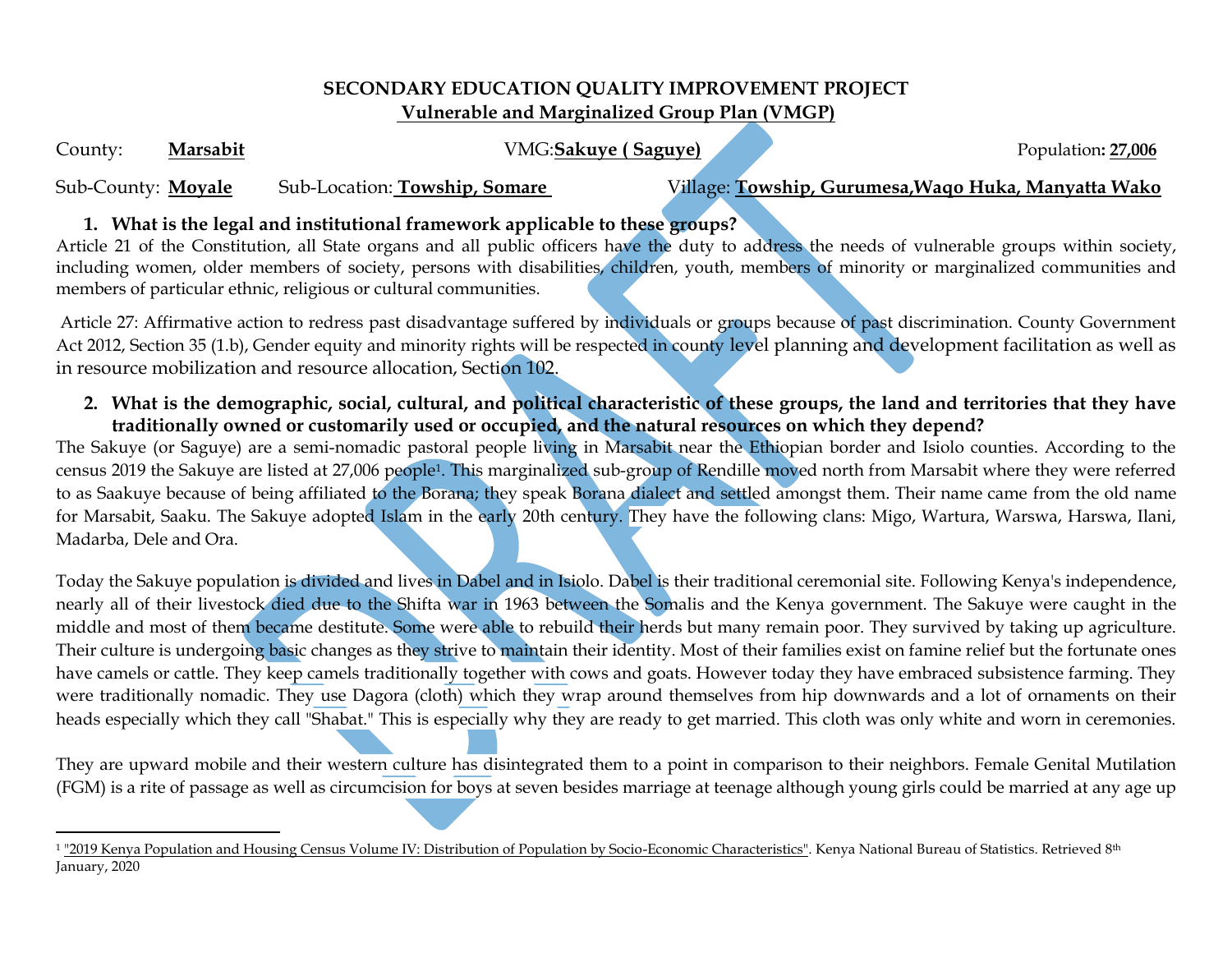# SECONDARY EDUCATION QUALITY IMPROVEMENT PROJECT

## Vulnerable and Marginalized Group Plan (VMGP)

County: **Marsabit** VMG: **Sakuye ( Saguye)** Population**: 27,006**

Sub-County: **Moyale** Sub-Location: **Towship, Somare** Village: **Towship, Gurumesa,Waqo Huka, Manyatta Wako**

**1. What is the legal and institutional framework applicable to these groups?**

Article 21 of the Constitution, all State organs and all public officers have the duty to address the needs of vulnerable groups within society, including women, older members of society, persons with disabilities, children, youth, members of minority or marginalized communities and members of particular ethnic, religious or cultural communities.

Article 27: Affirmative action to redress past disadvantage suffered by individuals or groups because of past discrimination. County Government Act 2012, Section 35 (1.b), Gender equity and minority rights will be respected in county level planning and development facilitation as well as in resource mobilization and resource allocation, Section 102.

**2. What is the demographic, social, cultural, and political characteristic of these groups, the land and territories that they have traditionally owned or customarily used or occupied, and the natural resources on which they depend?**

The Sakuye (or Saguye) are a semi-nomadic pastoral people living in Marsabit near the Ethiopian border and Isiolo counties. According to the census 2019 the Sakuye are listed at 27,006 people[1]. This marginalized sub-group of Rendille moved north from Marsabit where they were referred to as Saakuye because of being affiliated to the Borana; they speak Borana dialect and settled amongst them. Their name came from the old name for Marsabit, Saaku. The Sakuye adopted Islam in the early 20th century. They have the following clans: Migo, Wartura, Warswa, Harswa, Ilani, Madarba, Dele and Ora.

Today the Sakuye population is divided and lives in Dabel and in Isiolo. Dabel is their traditional ceremonial site. Following Kenya's independence, nearly all of their livestock died due to the Shifta war in 1963 between the Somalis and the Kenya government. The Sakuye were caught in the middle and most of them became destitute. Some were able to rebuild their herds but many remain poor. They survived by taking up agriculture. Their culture is undergoing basic changes as they strive to maintain their identity. Most of their families exist on famine relief but the fortunate ones have camels or cattle. They keep camels traditionally together with cows and goats. However today they have embraced subsistence farming. They were traditionally nomadic. They use Dagora (cloth) which they wrap around themselves from hip downwards and a lot of ornaments on their heads especially which they call "Shabat." This is especially why they are ready to get married. This cloth was only white and worn in ceremonies.

They are upward mobile and their western culture has disintegrated them to a point in comparison to their neighbors. Female Genital Mutilation (FGM) is a rite of passage as well as circumcision for boys at seven besides marriage at teenage although young girls could be married at any age up

---

[1] "2019 Kenya Population and Housing Census Volume IV: Distribution of Population by Socio-Economic Characteristics". Kenya National Bureau of Statistics. Retrieved 8th January, 2020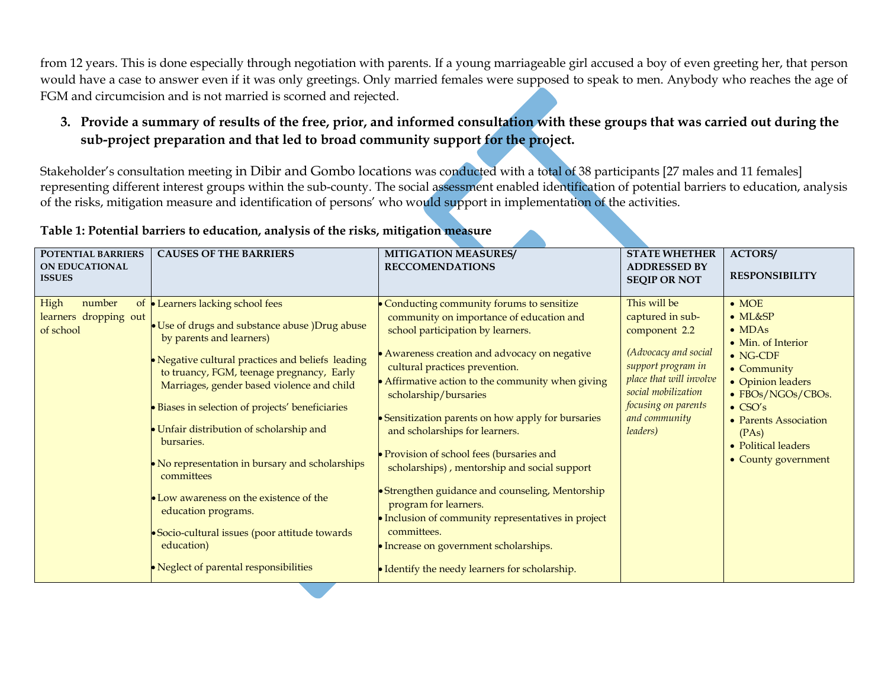from 12 years. This is done especially through negotiation with parents. If a young marriageable girl accused a boy of even greeting her, that person would have a case to answer even if it was only greetings. Only married females were supposed to speak to men. Anybody who reaches the age of FGM and circumcision and is not married is scorned and rejected.

3. **Provide a summary of results of the free, prior, and informed consultation with these groups that was carried out during the sub-project preparation and that led to broad community support for the project.**

Stakeholder's consultation meeting in Dibir and Gombo locations was conducted with a total of 38 participants [27 males and 11 females] representing different interest groups within the sub-county. The social assessment enabled identification of potential barriers to education, analysis of the risks, mitigation measure and identification of persons' who would support in implementation of the activities.

**Table 1: Potential barriers to education, analysis of the risks, mitigation measure**

| POTENTIAL BARRIERS ON EDUCATIONAL ISSUES | CAUSES OF THE BARRIERS | MITIGATION MEASURES/ RECCOMENDATIONS | STATE WHETHER ADDRESSED BY SEQIP OR NOT | ACTORS/ RESPONSIBILITY |
|---|---|---|---|---|
| High number of learners dropping out of school | • Learners lacking school fees<br>• Use of drugs and substance abuse )Drug abuse by parents and learners)<br>• Negative cultural practices and beliefs leading to truancy, FGM, teenage pregnancy, Early Marriages, gender based violence and child<br>• Biases in selection of projects' beneficiaries<br>• Unfair distribution of scholarship and bursaries.<br>• No representation in bursary and scholarships committees<br>• Low awareness on the existence of the education programs.<br>• Socio-cultural issues (poor attitude towards education)<br>• Neglect of parental responsibilities | • Conducting community forums to sensitize community on importance of education and school participation by learners.<br>• Awareness creation and advocacy on negative cultural practices prevention.<br>• Affirmative action to the community when giving scholarship/bursaries<br>• Sensitization parents on how apply for bursaries and scholarships for learners.<br>• Provision of school fees (bursaries and scholarships) , mentorship and social support<br>• Strengthen guidance and counseling, Mentorship program for learners.<br>• Inclusion of community representatives in project committees.<br>• Increase on government scholarships.<br>• Identify the needy learners for scholarship. | This will be captured in sub-component 2.2<br>*(Advocacy and social support program in place that will involve social mobilization focusing on parents and community leaders)* | • MOE<br>• ML&SP<br>• MDAs<br>• Min. of Interior<br>• NG-CDF<br>• Community<br>• Opinion leaders<br>• FBOs/NGOs/CBOs.<br>• CSO's<br>• Parents Association (PAs)<br>• Political leaders<br>• County government |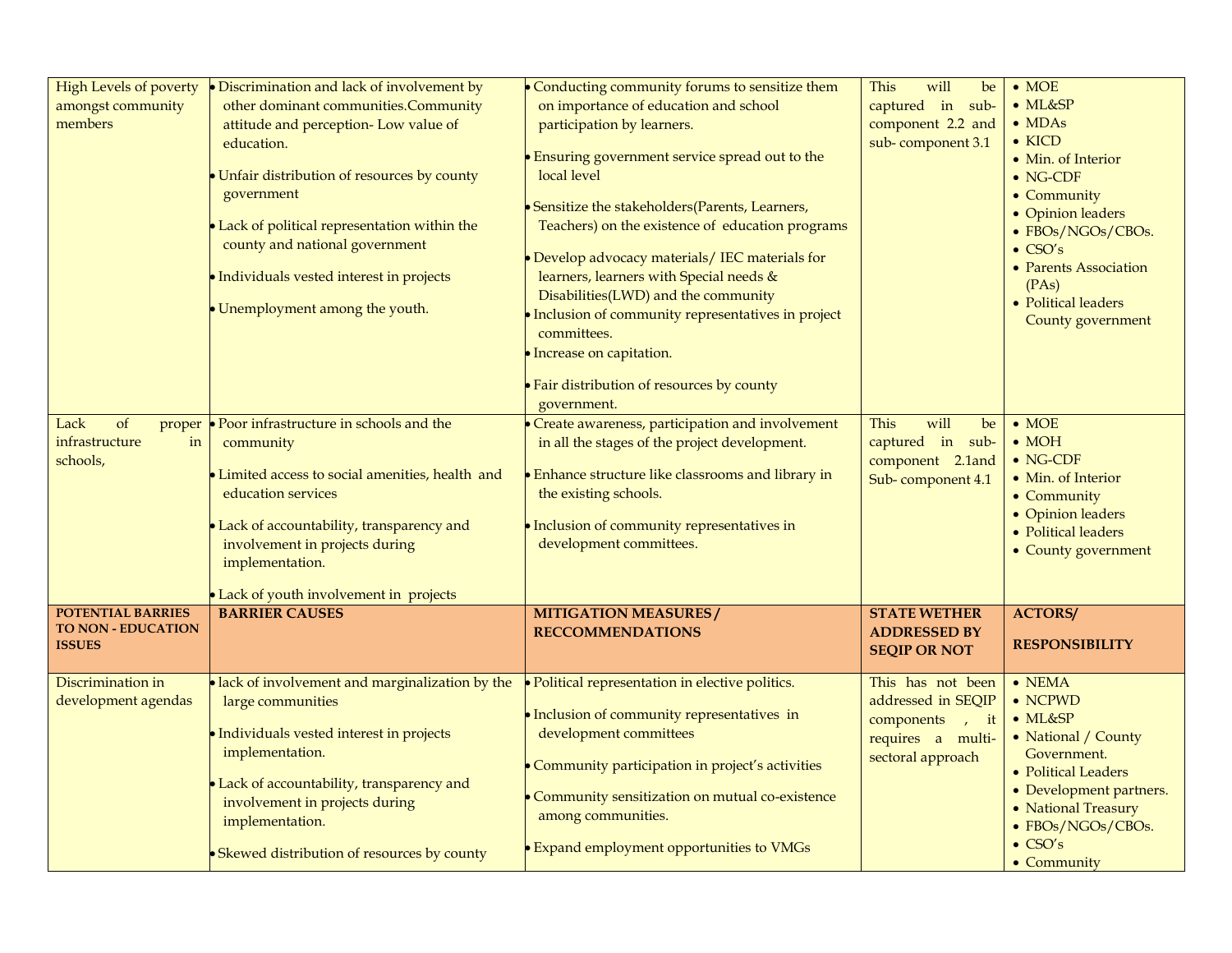| High Levels of poverty amongst community members | • Discrimination and lack of involvement by other dominant communities.Community attitude and perception- Low value of education.<br>• Unfair distribution of resources by county government<br>• Lack of political representation within the county and national government<br>• Individuals vested interest in projects<br>• Unemployment among the youth. | • Conducting community forums to sensitize them on importance of education and school participation by learners.<br>• Ensuring government service spread out to the local level<br>• Sensitize the stakeholders(Parents, Learners, Teachers) on the existence of education programs<br>• Develop advocacy materials/ IEC materials for learners, learners with Special needs & Disabilities(LWD) and the community<br>• Inclusion of community representatives in project committees.<br>• Increase on capitation.<br>• Fair distribution of resources by county government. | This will be captured in sub-component 2.2 and sub- component 3.1 | • MOE<br>• ML&SP<br>• MDAs<br>• KICD<br>• Min. of Interior<br>• NG-CDF<br>• Community<br>• Opinion leaders<br>• FBOs/NGOs/CBOs.<br>• CSO's<br>• Parents Association (PAs)<br>• Political leaders County government |
|---|---|---|---|---|
| Lack of proper infrastructure in schools, | • Poor infrastructure in schools and the community<br>• Limited access to social amenities, health and education services<br>• Lack of accountability, transparency and involvement in projects during implementation.<br>• Lack of youth involvement in projects | • Create awareness, participation and involvement in all the stages of the project development.<br>• Enhance structure like classrooms and library in the existing schools.<br>• Inclusion of community representatives in development committees. | This will be captured in sub-component 2.1and Sub- component 4.1 | • MOE<br>• MOH<br>• NG-CDF<br>• Min. of Interior<br>• Community<br>• Opinion leaders<br>• Political leaders<br>• County government |
| **POTENTIAL BARRIES TO NON - EDUCATION ISSUES** | **BARRIER CAUSES** | **MITIGATION MEASURES / RECCOMMENDATIONS** | **STATE WETHER ADDRESSED BY SEQIP OR NOT** | **ACTORS/ RESPONSIBILITY** |
| Discrimination in development agendas | • lack of involvement and marginalization by the large communities<br>• Individuals vested interest in projects implementation.<br>• Lack of accountability, transparency and involvement in projects during implementation.<br>• Skewed distribution of resources by county | • Political representation in elective politics.<br>• Inclusion of community representatives in development committees<br>• Community participation in project's activities<br>• Community sensitization on mutual co-existence among communities.<br>• Expand employment opportunities to VMGs | This has not been addressed in SEQIP components , it requires a multi-sectoral approach | • NEMA<br>• NCPWD<br>• ML&SP<br>• National / County Government.<br>• Political Leaders<br>• Development partners.<br>• National Treasury<br>• FBOs/NGOs/CBOs.<br>• CSO's<br>• Community |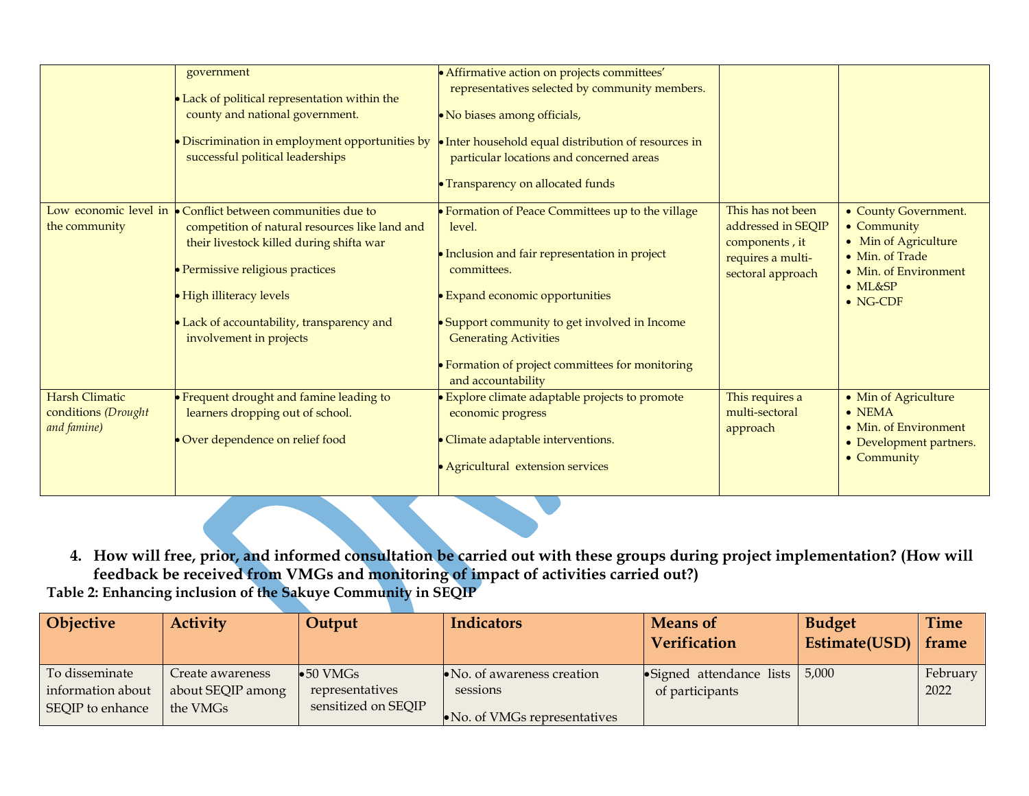| | | | | |
|---|---|---|---|---|
| | government<br>• Lack of political representation within the county and national government.<br>• Discrimination in employment opportunities by successful political leaderships | • Affirmative action on projects committees' representatives selected by community members.<br>• No biases among officials,<br>• Inter household equal distribution of resources in particular locations and concerned areas<br>• Transparency on allocated funds | | |
| Low economic level in the community | • Conflict between communities due to competition of natural resources like land and their livestock killed during shifta war<br>• Permissive religious practices<br>• High illiteracy levels<br>• Lack of accountability, transparency and involvement in projects | • Formation of Peace Committees up to the village level.<br>• Inclusion and fair representation in project committees.<br>• Expand economic opportunities<br>• Support community to get involved in Income Generating Activities<br>• Formation of project committees for monitoring and accountability | This has not been addressed in SEQIP components , it requires a multi-sectoral approach | • County Government.<br>• Community<br>• Min of Agriculture<br>• Min. of Trade<br>• Min. of Environment<br>• ML&SP<br>• NG-CDF |
| Harsh Climatic conditions *(Drought and famine)* | • Frequent drought and famine leading to learners dropping out of school.<br>• Over dependence on relief food | • Explore climate adaptable projects to promote economic progress<br>• Climate adaptable interventions.<br>• Agricultural extension services | This requires a multi-sectoral approach | • Min of Agriculture<br>• NEMA<br>• Min. of Environment<br>• Development partners.<br>• Community |

4. **How will free, prior, and informed consultation be carried out with these groups during project implementation? (How will feedback be received from VMGs and monitoring of impact of activities carried out?)**

**Table 2: Enhancing inclusion of the Sakuye Community in SEQIP**

| Objective | Activity | Output | Indicators | Means of Verification | Budget Estimate(USD) | Time frame |
|---|---|---|---|---|---|---|
| To disseminate information about SEQIP to enhance | Create awareness about SEQIP among the VMGs | • 50 VMGs representatives sensitized on SEQIP | • No. of awareness creation sessions<br>• No. of VMGs representatives | • Signed attendance lists of participants | 5,000 | February 2022 |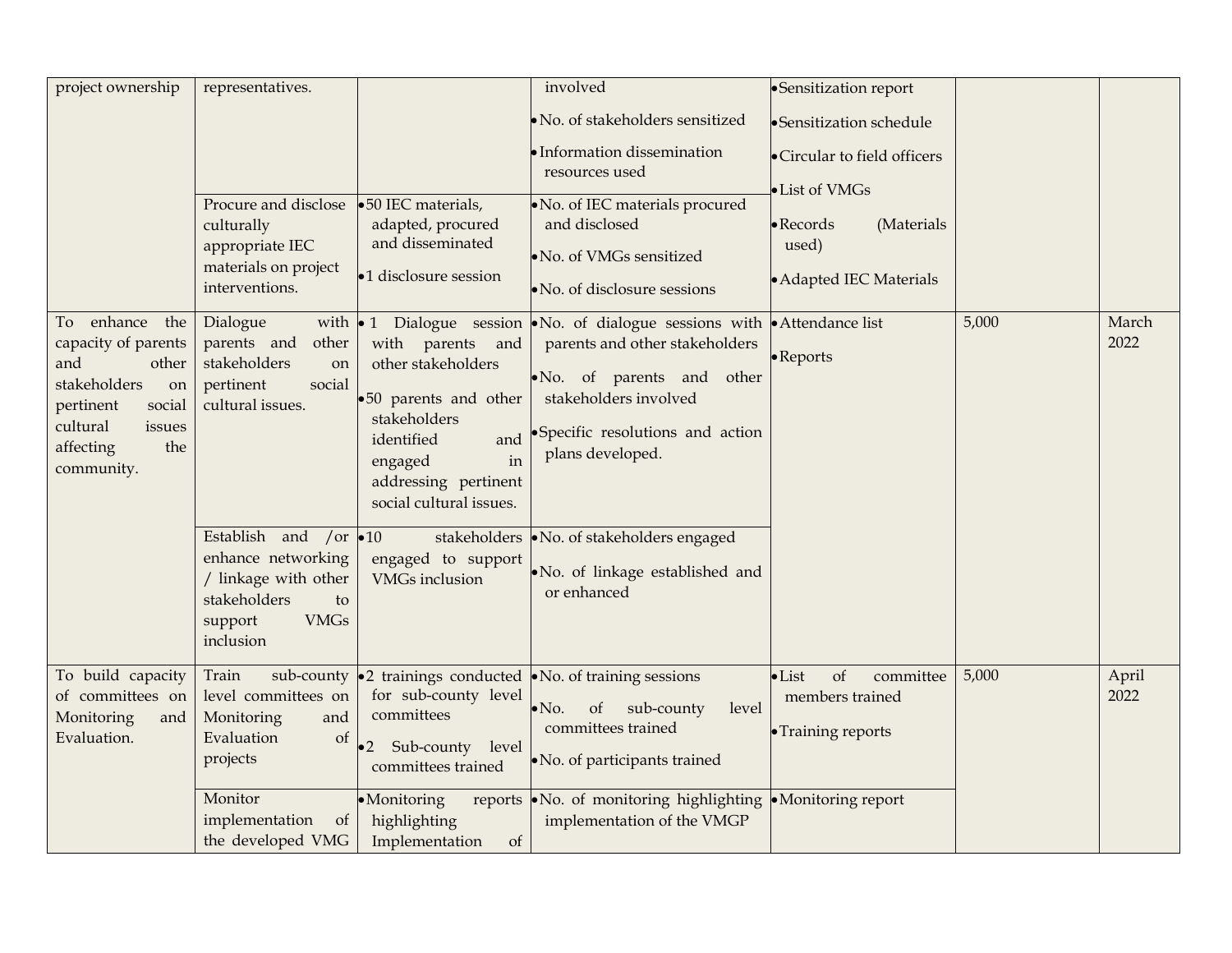| | | | | | | |
|---|---|---|---|---|---|---|
| project ownership | representatives. | | involved<br>• No. of stakeholders sensitized<br>• Information dissemination resources used | • Sensitization report<br>• Sensitization schedule<br>• Circular to field officers<br>• List of VMGs<br>• Records (Materials used)<br>• Adapted IEC Materials | | |
| | Procure and disclose culturally appropriate IEC materials on project interventions. | • 50 IEC materials, adapted, procured and disseminated<br>• 1 disclosure session | • No. of IEC materials procured and disclosed<br>• No. of VMGs sensitized<br>• No. of disclosure sessions | | | |
| To enhance the capacity of parents and other stakeholders on pertinent social cultural issues affecting the community. | Dialogue with parents and other stakeholders on pertinent social cultural issues. | • 1 Dialogue session with parents and other stakeholders<br>• 50 parents and other stakeholders identified and engaged in addressing pertinent social cultural issues. | • No. of dialogue sessions with parents and other stakeholders<br>• No. of parents and other stakeholders involved<br>• Specific resolutions and action plans developed. | • Attendance list<br>• Reports | 5,000 | March 2022 |
| | Establish and /or enhance networking / linkage with other stakeholders to support VMGs inclusion | • 10 stakeholders engaged to support VMGs inclusion | • No. of stakeholders engaged<br>• No. of linkage established and or enhanced | | | |
| To build capacity of committees on Monitoring and Evaluation. | Train sub-county level committees on Monitoring and Evaluation of projects | • 2 trainings conducted for sub-county level committees<br>• 2 Sub-county level committees trained | • No. of training sessions<br>• No. of sub-county level committees trained<br>• No. of participants trained | • List of committee members trained<br>• Training reports | 5,000 | April 2022 |
| | Monitor implementation of the developed VMG | • Monitoring reports highlighting Implementation of | • No. of monitoring highlighting implementation of the VMGP | • Monitoring report | | |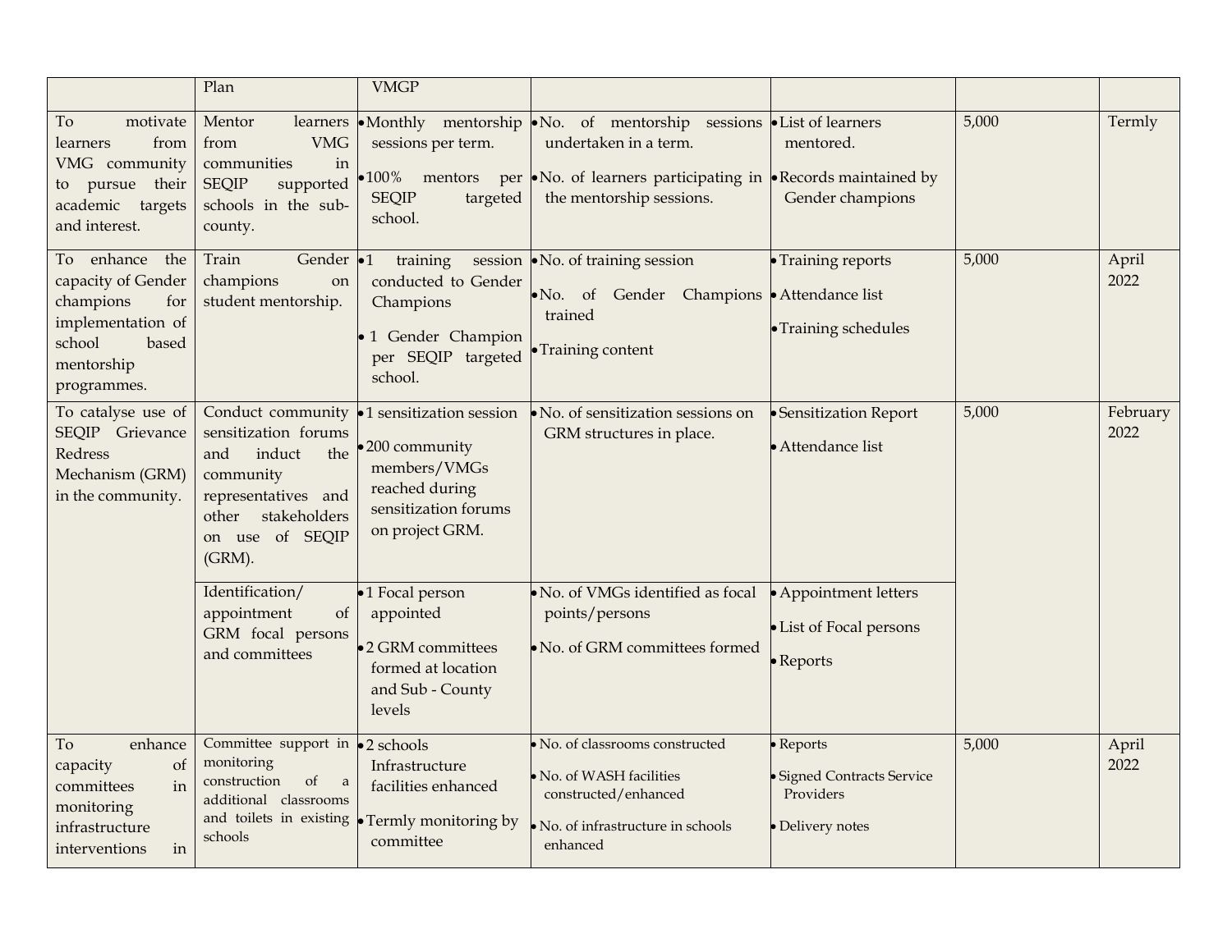| | Plan | VMGP | | | | |
|---|---|---|---|---|---|---|
| To motivate learners from VMG community to pursue their academic targets and interest. | Mentor learners from VMG communities in SEQIP supported schools in the sub-county. | • Monthly mentorship sessions per term.<br>• 100% mentors per SEQIP targeted school. | • No. of mentorship sessions undertaken in a term.<br>• No. of learners participating in the mentorship sessions. | • List of learners mentored.<br>• Records maintained by Gender champions | 5,000 | Termly |
| To enhance the capacity of Gender champions for implementation of school based mentorship programmes. | Train Gender champions on student mentorship. | • 1 training session conducted to Gender Champions<br>• 1 Gender Champion per SEQIP targeted school. | • No. of training session<br>• No. of Gender Champions trained<br>• Training content | • Training reports<br>• Attendance list<br>• Training schedules | 5,000 | April 2022 |
| To catalyse use of SEQIP Grievance Redress Mechanism (GRM) in the community. | Conduct community sensitization forums and induct the community representatives and other stakeholders on use of SEQIP (GRM). | • 1 sensitization session<br>• 200 community members/VMGs reached during sensitization forums on project GRM. | • No. of sensitization sessions on GRM structures in place. | • Sensitization Report<br>• Attendance list | 5,000 | February 2022 |
| | Identification/ appointment of GRM focal persons and committees | • 1 Focal person appointed<br>• 2 GRM committees formed at location and Sub - County levels | • No. of VMGs identified as focal points/persons<br>• No. of GRM committees formed | • Appointment letters<br>• List of Focal persons<br>• Reports | | |
| To enhance capacity of committees in monitoring infrastructure interventions in | Committee support in monitoring construction of a additional classrooms and toilets in existing schools | • 2 schools Infrastructure facilities enhanced<br>• Termly monitoring by committee | • No. of classrooms constructed<br>• No. of WASH facilities constructed/enhanced<br>• No. of infrastructure in schools enhanced | • Reports<br>• Signed Contracts Service Providers<br>• Delivery notes | 5,000 | April 2022 |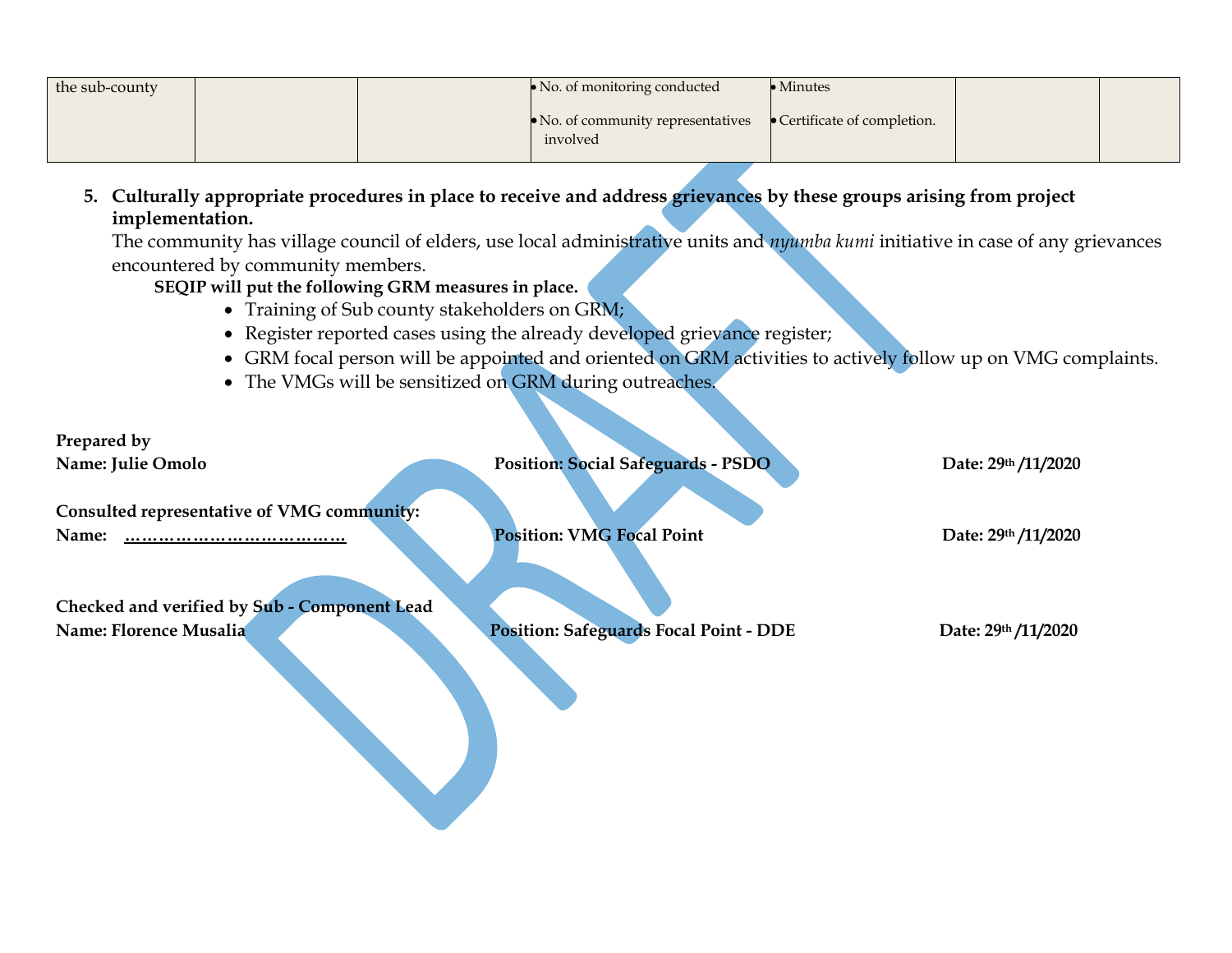| the sub-county | | | • No. of monitoring conducted<br>• No. of community representatives involved | • Minutes<br>• Certificate of completion. | | |
|---|---|---|---|---|---|---|

5. **Culturally appropriate procedures in place to receive and address grievances by these groups arising from project implementation.**

   The community has village council of elders, use local administrative units and *nyumba kumi* initiative in case of any grievances encountered by community members.

   **SEQIP will put the following GRM measures in place.**

   - Training of Sub county stakeholders on GRM;
   - Register reported cases using the already developed grievance register;
   - GRM focal person will be appointed and oriented on GRM activities to actively follow up on VMG complaints.
   - The VMGs will be sensitized on GRM during outreaches.

**Prepared by**
**Name: Julie Omolo** **Position: Social Safeguards - PSDO** **Date: 29th /11/2020**

**Consulted representative of VMG community:**
**Name: ……………………………….** **Position: VMG Focal Point** **Date: 29th /11/2020**

**Checked and verified by Sub - Component Lead**
**Name: Florence Musalia** **Position: Safeguards Focal Point - DDE** **Date: 29th /11/2020**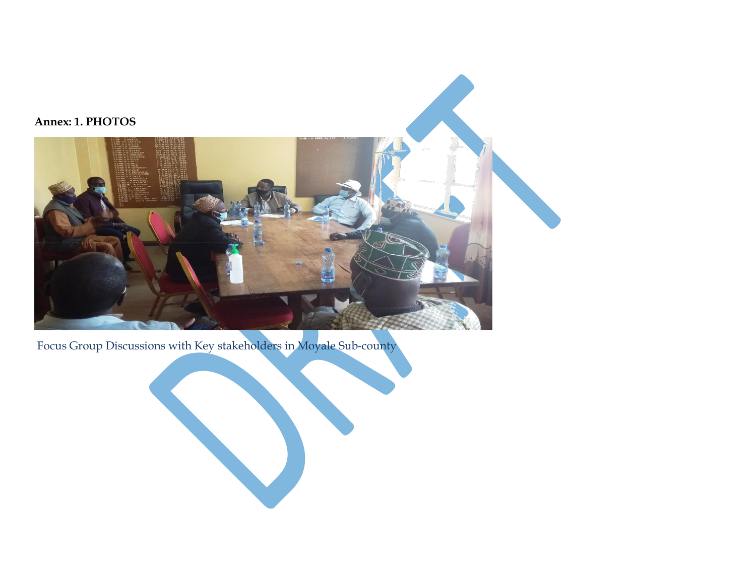**Annex: 1. PHOTOS**

Focus Group Discussions with Key stakeholders in Moyale Sub-county